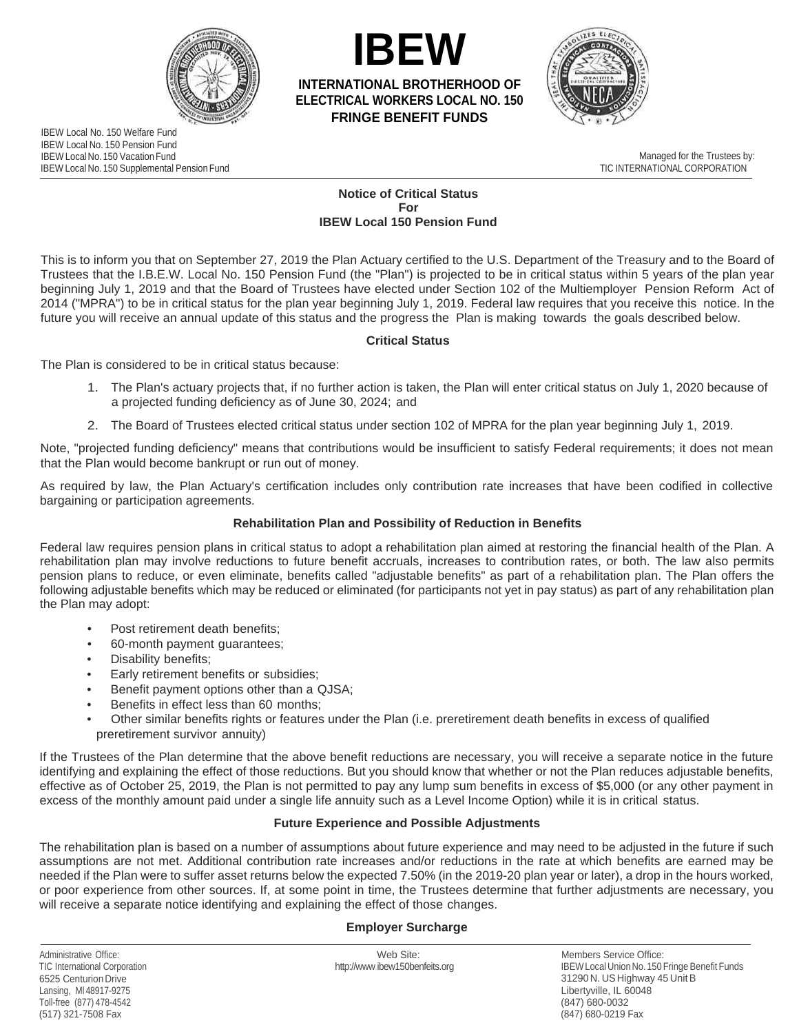# IBEW

**INTERNATIONAL BROTHERHOOD OF ELECTRICAL WORKERS LOCAL NO. 150 FRINGE BENEFIT FUNDS**

IBEW Local No. 150 Welfare Fund
IBEW Local No. 150 Pension Fund
IBEW Local No. 150 Vacation Fund
IBEW Local No. 150 Supplemental Pension Fund

Managed for the Trustees by:
TIC INTERNATIONAL CORPORATION

## Notice of Critical Status For IBEW Local 150 Pension Fund

This is to inform you that on September 27, 2019 the Plan Actuary certified to the U.S. Department of the Treasury and to the Board of Trustees that the I.B.E.W. Local No. 150 Pension Fund (the "Plan") is projected to be in critical status within 5 years of the plan year beginning July 1, 2019 and that the Board of Trustees have elected under Section 102 of the Multiemployer Pension Reform Act of 2014 ("MPRA") to be in critical status for the plan year beginning July 1, 2019. Federal law requires that you receive this notice. In the future you will receive an annual update of this status and the progress the Plan is making towards the goals described below.

### Critical Status

The Plan is considered to be in critical status because:

1. The Plan's actuary projects that, if no further action is taken, the Plan will enter critical status on July 1, 2020 because of a projected funding deficiency as of June 30, 2024; and
2. The Board of Trustees elected critical status under section 102 of MPRA for the plan year beginning July 1, 2019.

Note, "projected funding deficiency" means that contributions would be insufficient to satisfy Federal requirements; it does not mean that the Plan would become bankrupt or run out of money.

As required by law, the Plan Actuary's certification includes only contribution rate increases that have been codified in collective bargaining or participation agreements.

### Rehabilitation Plan and Possibility of Reduction in Benefits

Federal law requires pension plans in critical status to adopt a rehabilitation plan aimed at restoring the financial health of the Plan. A rehabilitation plan may involve reductions to future benefit accruals, increases to contribution rates, or both. The law also permits pension plans to reduce, or even eliminate, benefits called "adjustable benefits" as part of a rehabilitation plan. The Plan offers the following adjustable benefits which may be reduced or eliminated (for participants not yet in pay status) as part of any rehabilitation plan the Plan may adopt:

- Post retirement death benefits;
- 60-month payment guarantees;
- Disability benefits;
- Early retirement benefits or subsidies;
- Benefit payment options other than a QJSA;
- Benefits in effect less than 60 months;
- Other similar benefits rights or features under the Plan (i.e. preretirement death benefits in excess of qualified preretirement survivor annuity)

If the Trustees of the Plan determine that the above benefit reductions are necessary, you will receive a separate notice in the future identifying and explaining the effect of those reductions. But you should know that whether or not the Plan reduces adjustable benefits, effective as of October 25, 2019, the Plan is not permitted to pay any lump sum benefits in excess of $5,000 (or any other payment in excess of the monthly amount paid under a single life annuity such as a Level Income Option) while it is in critical status.

### Future Experience and Possible Adjustments

The rehabilitation plan is based on a number of assumptions about future experience and may need to be adjusted in the future if such assumptions are not met. Additional contribution rate increases and/or reductions in the rate at which benefits are earned may be needed if the Plan were to suffer asset returns below the expected 7.50% (in the 2019-20 plan year or later), a drop in the hours worked, or poor experience from other sources. If, at some point in time, the Trustees determine that further adjustments are necessary, you will receive a separate notice identifying and explaining the effect of those changes.

### Employer Surcharge

Administrative Office:
TIC International Corporation
6525 Centurion Drive
Lansing, MI 48917-9275
Toll-free (877) 478-4542
(517) 321-7508 Fax

Web Site:
http://www.ibew150benfeits.org

Members Service Office:
IBEW Local Union No. 150 Fringe Benefit Funds
31290 N. US Highway 45 Unit B
Libertyville, IL 60048
(847) 680-0032
(847) 680-0219 Fax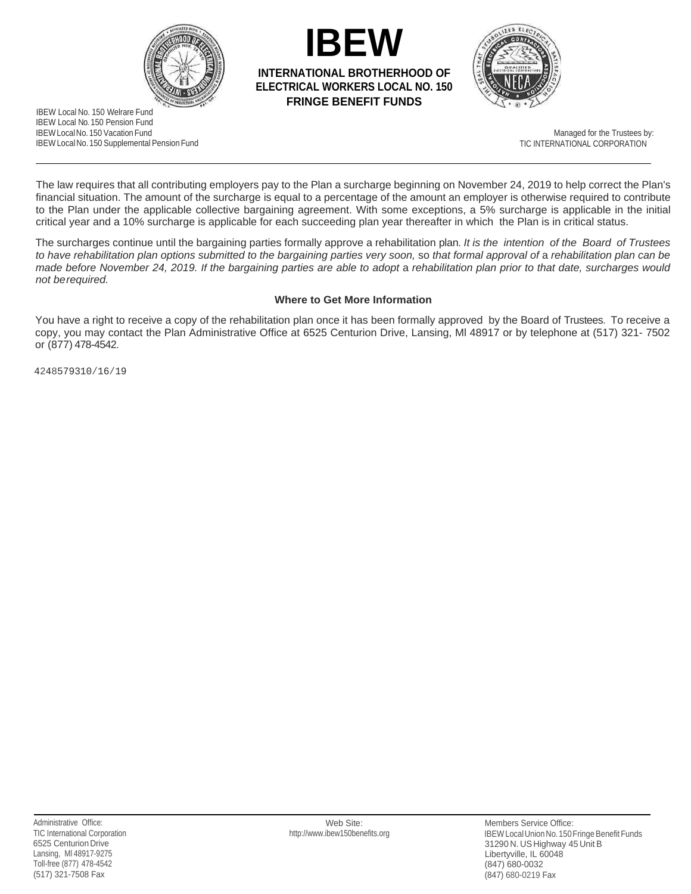# IBEW

**INTERNATIONAL BROTHERHOOD OF ELECTRICAL WORKERS LOCAL NO. 150 FRINGE BENEFIT FUNDS**

IBEW Local No. 150 Welrare Fund
IBEW Local No. 150 Pension Fund
IBEW Local No. 150 Vacation Fund
IBEW Local No. 150 Supplemental Pension Fund

Managed for the Trustees by:
TIC INTERNATIONAL CORPORATION

---

The law requires that all contributing employers pay to the Plan a surcharge beginning on November 24, 2019 to help correct the Plan's financial situation. The amount of the surcharge is equal to a percentage of the amount an employer is otherwise required to contribute to the Plan under the applicable collective bargaining agreement. With some exceptions, a 5% surcharge is applicable in the initial critical year and a 10% surcharge is applicable for each succeeding plan year thereafter in which the Plan is in critical status.

The surcharges continue until the bargaining parties formally approve a rehabilitation plan. *It is the intention of the Board of Trustees to have rehabilitation plan options submitted to the bargaining parties very soon,* so *that formal approval of* a *rehabilitation plan can be made before November 24, 2019. If the bargaining parties are able to adopt* a *rehabilitation plan prior to that date, surcharges would not berequired.*

**Where to Get More Information**

You have a right to receive a copy of the rehabilitation plan once it has been formally approved by the Board of Trustees. To receive a copy, you may contact the Plan Administrative Office at 6525 Centurion Drive, Lansing, Ml 48917 or by telephone at (517) 321- 7502 or (877) 478-4542.

4248579310/16/19

---

Administrative Office:
TIC International Corporation
6525 Centurion Drive
Lansing, Ml 48917-9275
Toll-free (877) 478-4542
(517) 321-7508 Fax

Web Site:
http://www.ibew150benefits.org

Members Service Office:
IBEW Local Union No. 150 Fringe Benefit Funds
31290 N. US Highway 45 Unit B
Libertyville, IL 60048
(847) 680-0032
(847) 680-0219 Fax